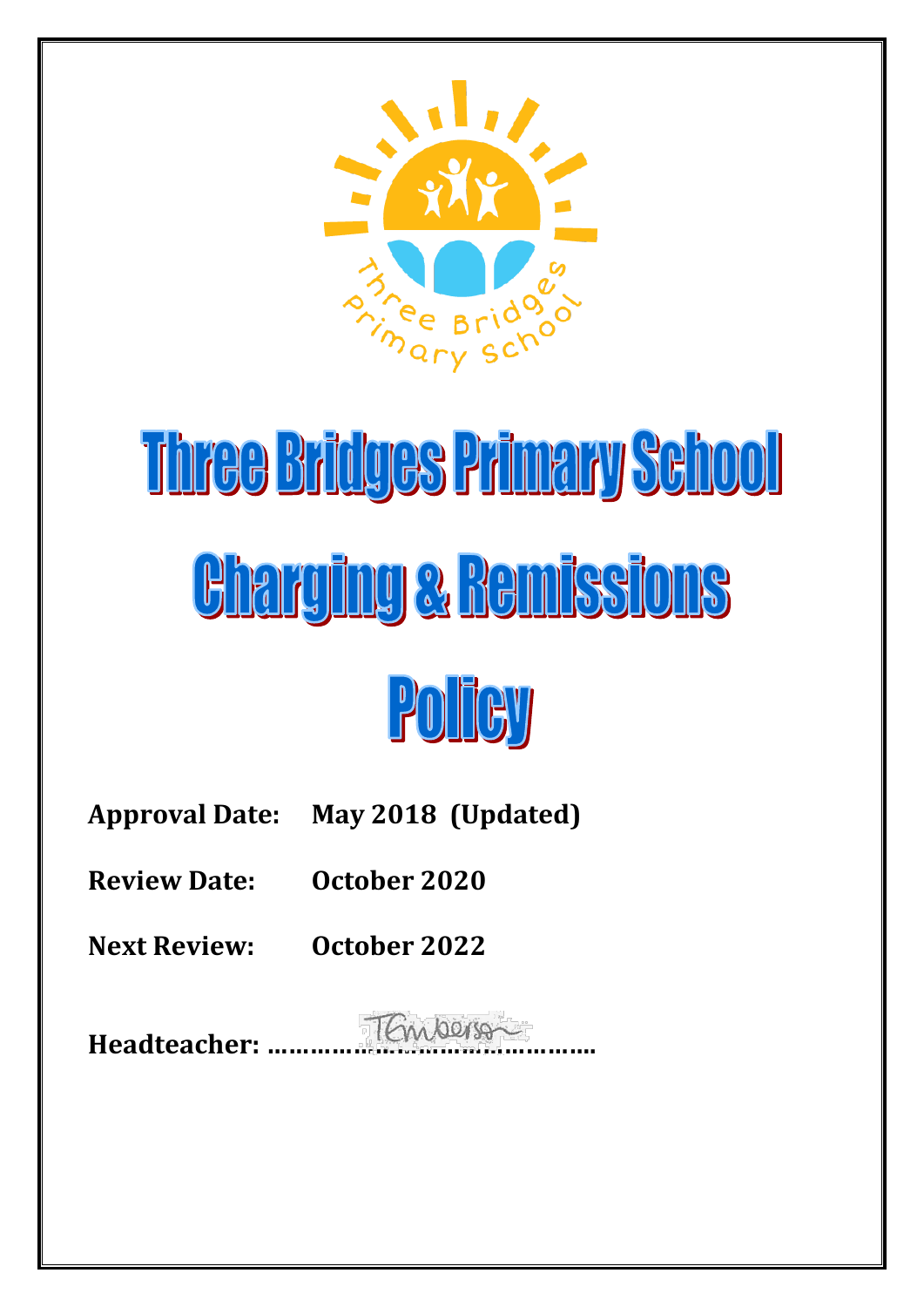# Three Bridges Primary School

# Charging & Remissions Policy

**Approval Date:** **May 2018 (Updated)**

**Review Date:** **October 2020**

**Next Review:** **October 2022**

**Headteacher:** ………………………………………..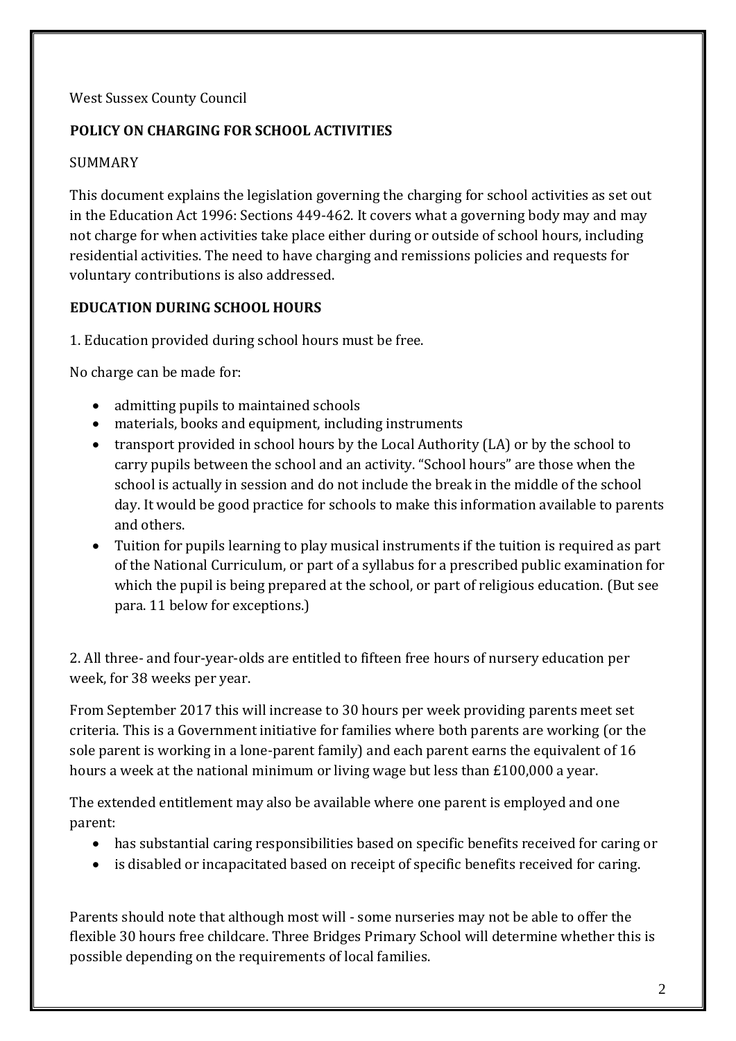West Sussex County Council

**POLICY ON CHARGING FOR SCHOOL ACTIVITIES**

SUMMARY

This document explains the legislation governing the charging for school activities as set out in the Education Act 1996: Sections 449-462. It covers what a governing body may and may not charge for when activities take place either during or outside of school hours, including residential activities. The need to have charging and remissions policies and requests for voluntary contributions is also addressed.

**EDUCATION DURING SCHOOL HOURS**

1. Education provided during school hours must be free.

No charge can be made for:

- admitting pupils to maintained schools
- materials, books and equipment, including instruments
- transport provided in school hours by the Local Authority (LA) or by the school to carry pupils between the school and an activity. "School hours" are those when the school is actually in session and do not include the break in the middle of the school day. It would be good practice for schools to make this information available to parents and others.
- Tuition for pupils learning to play musical instruments if the tuition is required as part of the National Curriculum, or part of a syllabus for a prescribed public examination for which the pupil is being prepared at the school, or part of religious education. (But see para. 11 below for exceptions.)

2. All three- and four-year-olds are entitled to fifteen free hours of nursery education per week, for 38 weeks per year.

From September 2017 this will increase to 30 hours per week providing parents meet set criteria. This is a Government initiative for families where both parents are working (or the sole parent is working in a lone-parent family) and each parent earns the equivalent of 16 hours a week at the national minimum or living wage but less than £100,000 a year.

The extended entitlement may also be available where one parent is employed and one parent:

- has substantial caring responsibilities based on specific benefits received for caring or
- is disabled or incapacitated based on receipt of specific benefits received for caring.

Parents should note that although most will - some nurseries may not be able to offer the flexible 30 hours free childcare. Three Bridges Primary School will determine whether this is possible depending on the requirements of local families.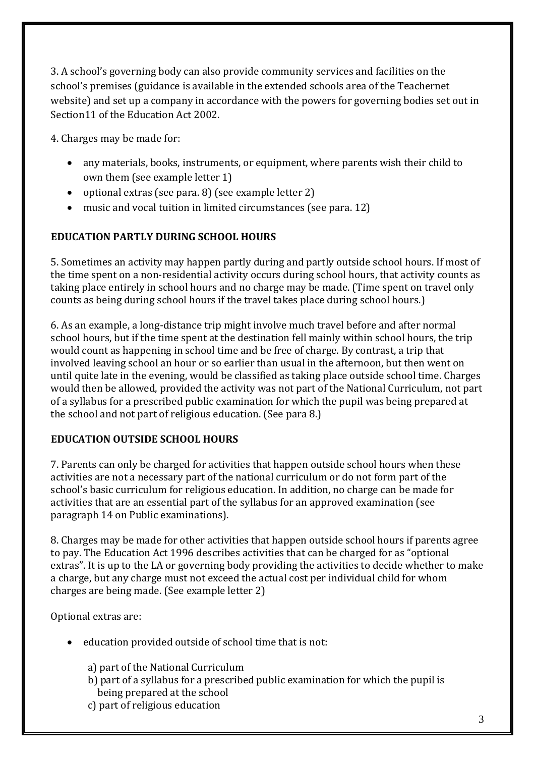3. A school's governing body can also provide community services and facilities on the school's premises (guidance is available in the extended schools area of the Teachernet website) and set up a company in accordance with the powers for governing bodies set out in Section11 of the Education Act 2002.

4. Charges may be made for:

- any materials, books, instruments, or equipment, where parents wish their child to own them (see example letter 1)
- optional extras (see para. 8) (see example letter 2)
- music and vocal tuition in limited circumstances (see para. 12)

**EDUCATION PARTLY DURING SCHOOL HOURS**

5. Sometimes an activity may happen partly during and partly outside school hours. If most of the time spent on a non-residential activity occurs during school hours, that activity counts as taking place entirely in school hours and no charge may be made. (Time spent on travel only counts as being during school hours if the travel takes place during school hours.)

6. As an example, a long-distance trip might involve much travel before and after normal school hours, but if the time spent at the destination fell mainly within school hours, the trip would count as happening in school time and be free of charge. By contrast, a trip that involved leaving school an hour or so earlier than usual in the afternoon, but then went on until quite late in the evening, would be classified as taking place outside school time. Charges would then be allowed, provided the activity was not part of the National Curriculum, not part of a syllabus for a prescribed public examination for which the pupil was being prepared at the school and not part of religious education. (See para 8.)

**EDUCATION OUTSIDE SCHOOL HOURS**

7. Parents can only be charged for activities that happen outside school hours when these activities are not a necessary part of the national curriculum or do not form part of the school's basic curriculum for religious education. In addition, no charge can be made for activities that are an essential part of the syllabus for an approved examination (see paragraph 14 on Public examinations).

8. Charges may be made for other activities that happen outside school hours if parents agree to pay. The Education Act 1996 describes activities that can be charged for as "optional extras". It is up to the LA or governing body providing the activities to decide whether to make a charge, but any charge must not exceed the actual cost per individual child for whom charges are being made. (See example letter 2)

Optional extras are:

- education provided outside of school time that is not:

  a) part of the National Curriculum
  b) part of a syllabus for a prescribed public examination for which the pupil is being prepared at the school
  c) part of religious education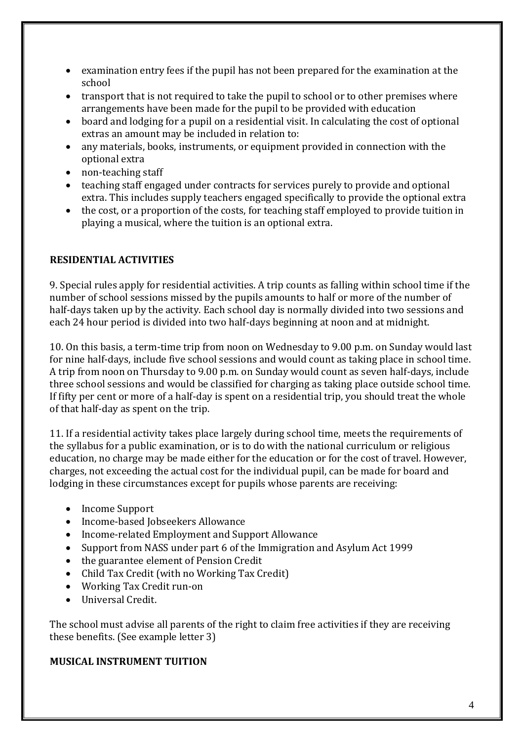- examination entry fees if the pupil has not been prepared for the examination at the school
- transport that is not required to take the pupil to school or to other premises where arrangements have been made for the pupil to be provided with education
- board and lodging for a pupil on a residential visit. In calculating the cost of optional extras an amount may be included in relation to:
- any materials, books, instruments, or equipment provided in connection with the optional extra
- non-teaching staff
- teaching staff engaged under contracts for services purely to provide and optional extra. This includes supply teachers engaged specifically to provide the optional extra
- the cost, or a proportion of the costs, for teaching staff employed to provide tuition in playing a musical, where the tuition is an optional extra.

**RESIDENTIAL ACTIVITIES**

9. Special rules apply for residential activities. A trip counts as falling within school time if the number of school sessions missed by the pupils amounts to half or more of the number of half-days taken up by the activity. Each school day is normally divided into two sessions and each 24 hour period is divided into two half-days beginning at noon and at midnight.

10. On this basis, a term-time trip from noon on Wednesday to 9.00 p.m. on Sunday would last for nine half-days, include five school sessions and would count as taking place in school time. A trip from noon on Thursday to 9.00 p.m. on Sunday would count as seven half-days, include three school sessions and would be classified for charging as taking place outside school time. If fifty per cent or more of a half-day is spent on a residential trip, you should treat the whole of that half-day as spent on the trip.

11. If a residential activity takes place largely during school time, meets the requirements of the syllabus for a public examination, or is to do with the national curriculum or religious education, no charge may be made either for the education or for the cost of travel. However, charges, not exceeding the actual cost for the individual pupil, can be made for board and lodging in these circumstances except for pupils whose parents are receiving:

- Income Support
- Income-based Jobseekers Allowance
- Income-related Employment and Support Allowance
- Support from NASS under part 6 of the Immigration and Asylum Act 1999
- the guarantee element of Pension Credit
- Child Tax Credit (with no Working Tax Credit)
- Working Tax Credit run-on
- Universal Credit.

The school must advise all parents of the right to claim free activities if they are receiving these benefits. (See example letter 3)

**MUSICAL INSTRUMENT TUITION**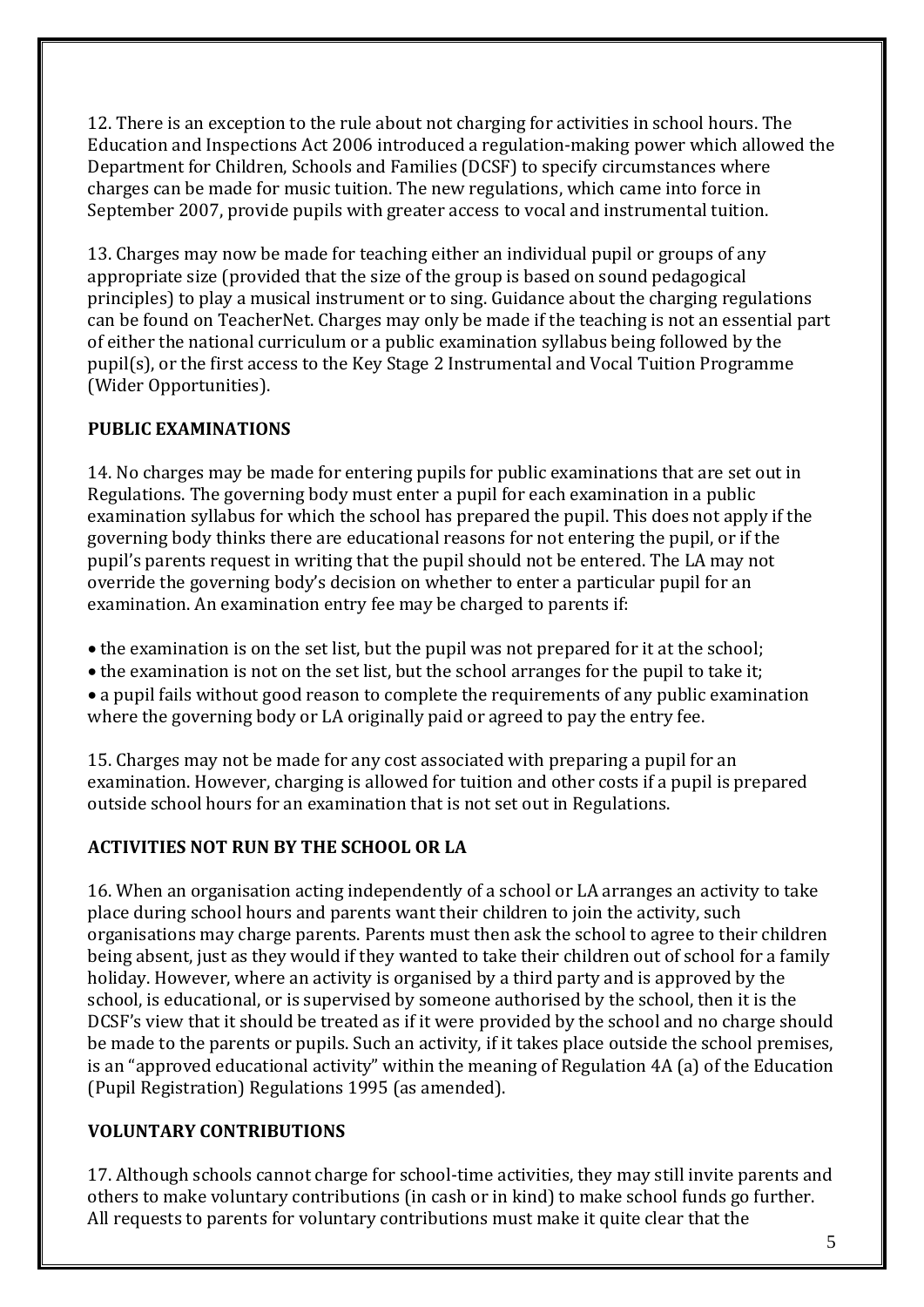12. There is an exception to the rule about not charging for activities in school hours. The Education and Inspections Act 2006 introduced a regulation-making power which allowed the Department for Children, Schools and Families (DCSF) to specify circumstances where charges can be made for music tuition. The new regulations, which came into force in September 2007, provide pupils with greater access to vocal and instrumental tuition.

13. Charges may now be made for teaching either an individual pupil or groups of any appropriate size (provided that the size of the group is based on sound pedagogical principles) to play a musical instrument or to sing. Guidance about the charging regulations can be found on TeacherNet. Charges may only be made if the teaching is not an essential part of either the national curriculum or a public examination syllabus being followed by the pupil(s), or the first access to the Key Stage 2 Instrumental and Vocal Tuition Programme (Wider Opportunities).

**PUBLIC EXAMINATIONS**

14. No charges may be made for entering pupils for public examinations that are set out in Regulations. The governing body must enter a pupil for each examination in a public examination syllabus for which the school has prepared the pupil. This does not apply if the governing body thinks there are educational reasons for not entering the pupil, or if the pupil's parents request in writing that the pupil should not be entered. The LA may not override the governing body's decision on whether to enter a particular pupil for an examination. An examination entry fee may be charged to parents if:

- the examination is on the set list, but the pupil was not prepared for it at the school;
- the examination is not on the set list, but the school arranges for the pupil to take it;
- a pupil fails without good reason to complete the requirements of any public examination where the governing body or LA originally paid or agreed to pay the entry fee.

15. Charges may not be made for any cost associated with preparing a pupil for an examination. However, charging is allowed for tuition and other costs if a pupil is prepared outside school hours for an examination that is not set out in Regulations.

**ACTIVITIES NOT RUN BY THE SCHOOL OR LA**

16. When an organisation acting independently of a school or LA arranges an activity to take place during school hours and parents want their children to join the activity, such organisations may charge parents. Parents must then ask the school to agree to their children being absent, just as they would if they wanted to take their children out of school for a family holiday. However, where an activity is organised by a third party and is approved by the school, is educational, or is supervised by someone authorised by the school, then it is the DCSF's view that it should be treated as if it were provided by the school and no charge should be made to the parents or pupils. Such an activity, if it takes place outside the school premises, is an "approved educational activity" within the meaning of Regulation 4A (a) of the Education (Pupil Registration) Regulations 1995 (as amended).

**VOLUNTARY CONTRIBUTIONS**

17. Although schools cannot charge for school-time activities, they may still invite parents and others to make voluntary contributions (in cash or in kind) to make school funds go further. All requests to parents for voluntary contributions must make it quite clear that the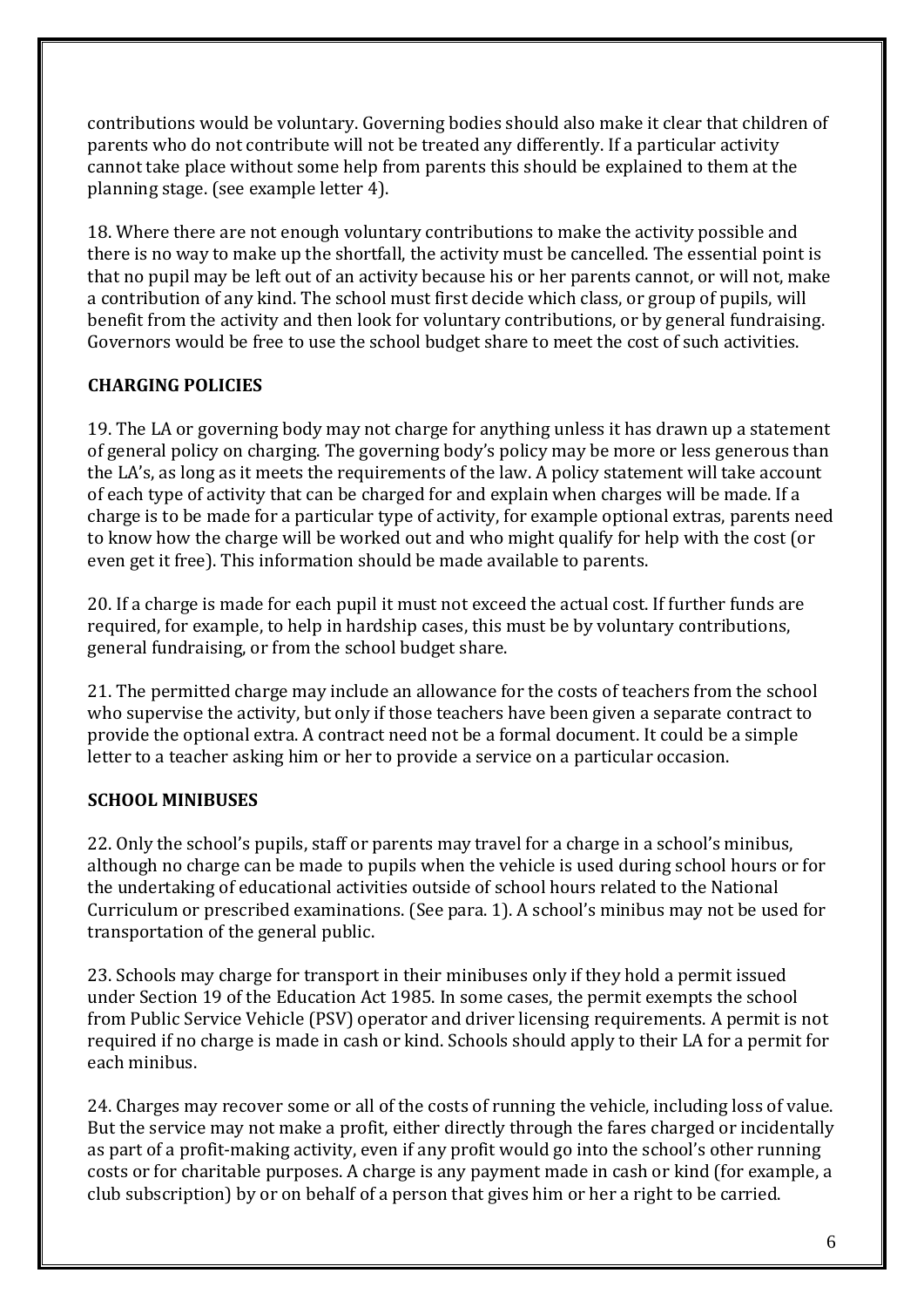contributions would be voluntary. Governing bodies should also make it clear that children of parents who do not contribute will not be treated any differently. If a particular activity cannot take place without some help from parents this should be explained to them at the planning stage. (see example letter 4).

18. Where there are not enough voluntary contributions to make the activity possible and there is no way to make up the shortfall, the activity must be cancelled. The essential point is that no pupil may be left out of an activity because his or her parents cannot, or will not, make a contribution of any kind. The school must first decide which class, or group of pupils, will benefit from the activity and then look for voluntary contributions, or by general fundraising. Governors would be free to use the school budget share to meet the cost of such activities.

**CHARGING POLICIES**

19. The LA or governing body may not charge for anything unless it has drawn up a statement of general policy on charging. The governing body's policy may be more or less generous than the LA's, as long as it meets the requirements of the law. A policy statement will take account of each type of activity that can be charged for and explain when charges will be made. If a charge is to be made for a particular type of activity, for example optional extras, parents need to know how the charge will be worked out and who might qualify for help with the cost (or even get it free). This information should be made available to parents.

20. If a charge is made for each pupil it must not exceed the actual cost. If further funds are required, for example, to help in hardship cases, this must be by voluntary contributions, general fundraising, or from the school budget share.

21. The permitted charge may include an allowance for the costs of teachers from the school who supervise the activity, but only if those teachers have been given a separate contract to provide the optional extra. A contract need not be a formal document. It could be a simple letter to a teacher asking him or her to provide a service on a particular occasion.

**SCHOOL MINIBUSES**

22. Only the school's pupils, staff or parents may travel for a charge in a school's minibus, although no charge can be made to pupils when the vehicle is used during school hours or for the undertaking of educational activities outside of school hours related to the National Curriculum or prescribed examinations. (See para. 1). A school's minibus may not be used for transportation of the general public.

23. Schools may charge for transport in their minibuses only if they hold a permit issued under Section 19 of the Education Act 1985. In some cases, the permit exempts the school from Public Service Vehicle (PSV) operator and driver licensing requirements. A permit is not required if no charge is made in cash or kind. Schools should apply to their LA for a permit for each minibus.

24. Charges may recover some or all of the costs of running the vehicle, including loss of value. But the service may not make a profit, either directly through the fares charged or incidentally as part of a profit-making activity, even if any profit would go into the school's other running costs or for charitable purposes. A charge is any payment made in cash or kind (for example, a club subscription) by or on behalf of a person that gives him or her a right to be carried.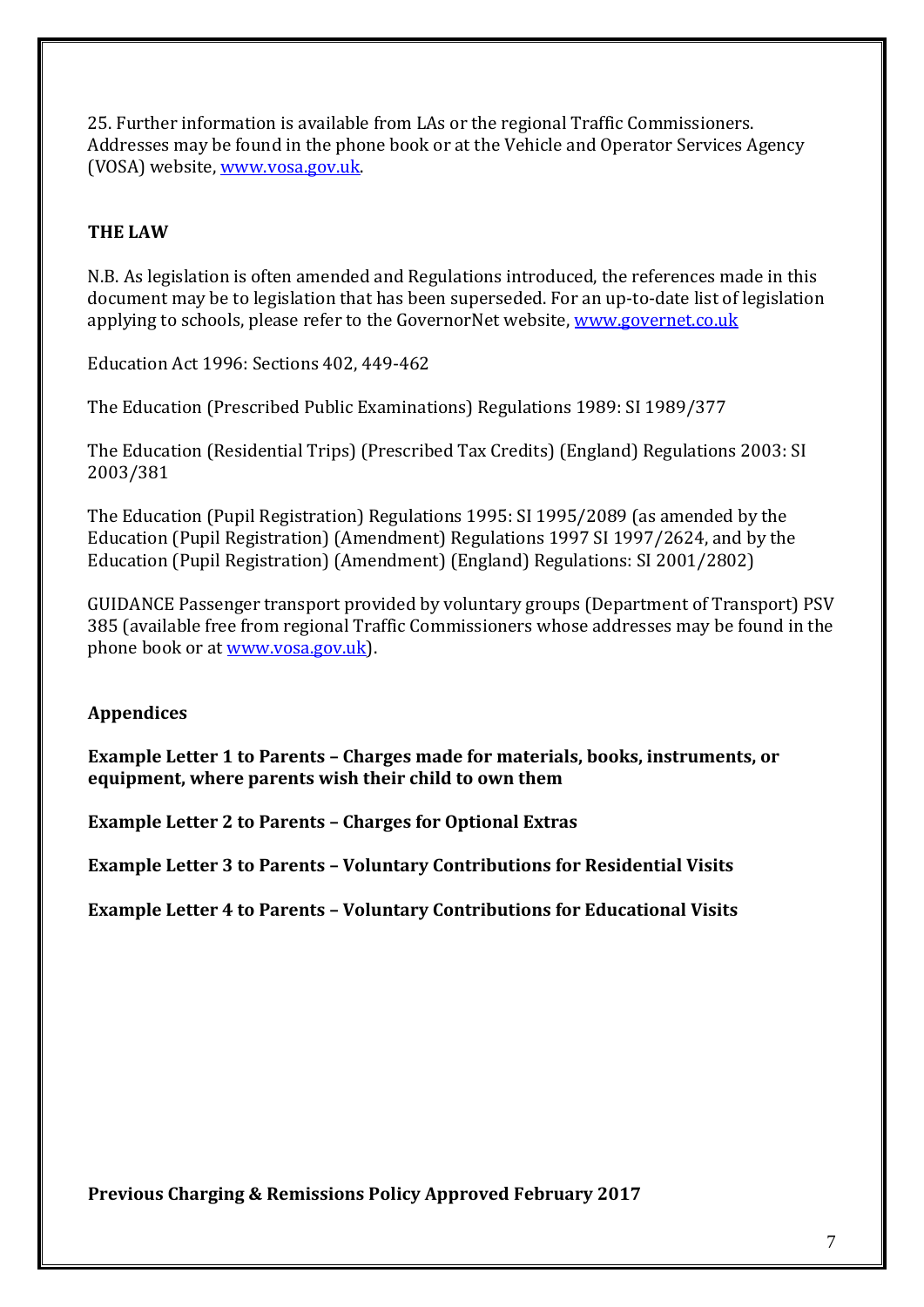25. Further information is available from LAs or the regional Traffic Commissioners. Addresses may be found in the phone book or at the Vehicle and Operator Services Agency (VOSA) website, www.vosa.gov.uk.

## THE LAW

N.B. As legislation is often amended and Regulations introduced, the references made in this document may be to legislation that has been superseded. For an up-to-date list of legislation applying to schools, please refer to the GovernorNet website, www.governet.co.uk

Education Act 1996: Sections 402, 449-462

The Education (Prescribed Public Examinations) Regulations 1989: SI 1989/377

The Education (Residential Trips) (Prescribed Tax Credits) (England) Regulations 2003: SI 2003/381

The Education (Pupil Registration) Regulations 1995: SI 1995/2089 (as amended by the Education (Pupil Registration) (Amendment) Regulations 1997 SI 1997/2624, and by the Education (Pupil Registration) (Amendment) (England) Regulations: SI 2001/2802)

GUIDANCE Passenger transport provided by voluntary groups (Department of Transport) PSV 385 (available free from regional Traffic Commissioners whose addresses may be found in the phone book or at www.vosa.gov.uk).

## Appendices

**Example Letter 1 to Parents – Charges made for materials, books, instruments, or equipment, where parents wish their child to own them**

**Example Letter 2 to Parents – Charges for Optional Extras**

**Example Letter 3 to Parents – Voluntary Contributions for Residential Visits**

**Example Letter 4 to Parents – Voluntary Contributions for Educational Visits**

**Previous Charging & Remissions Policy Approved February 2017**